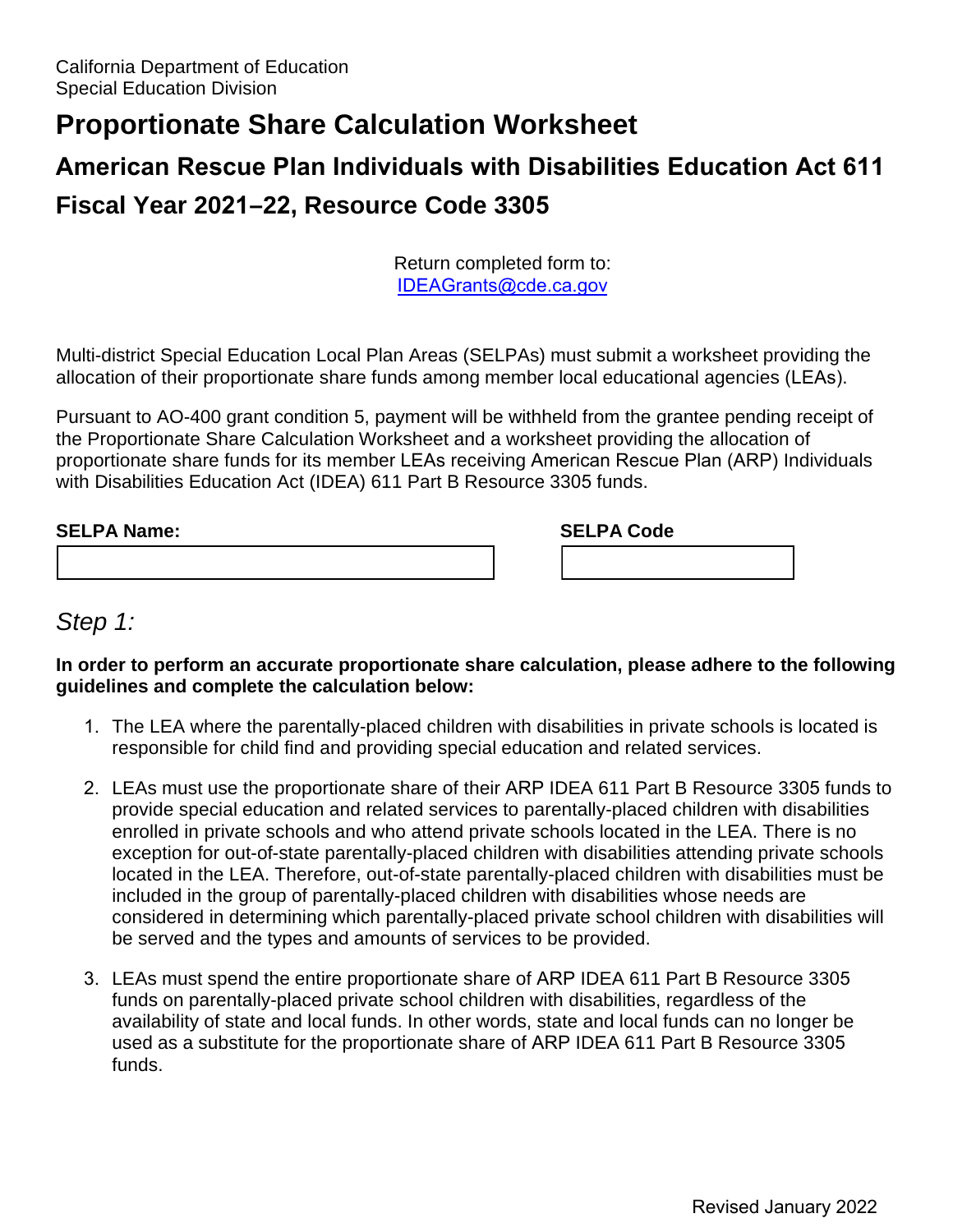California Department of Education
Special Education Division

# Proportionate Share Calculation Worksheet

## American Rescue Plan Individuals with Disabilities Education Act 611

## Fiscal Year 2021–22, Resource Code 3305

Return completed form to:
IDEAGrants@cde.ca.gov

Multi-district Special Education Local Plan Areas (SELPAs) must submit a worksheet providing the allocation of their proportionate share funds among member local educational agencies (LEAs).

Pursuant to AO-400 grant condition 5, payment will be withheld from the grantee pending receipt of the Proportionate Share Calculation Worksheet and a worksheet providing the allocation of proportionate share funds for its member LEAs receiving American Rescue Plan (ARP) Individuals with Disabilities Education Act (IDEA) 611 Part B Resource 3305 funds.

| **SELPA Name:** | **SELPA Code** |
| --- | --- |
| | |

### *Step 1:*

**In order to perform an accurate proportionate share calculation, please adhere to the following guidelines and complete the calculation below:**

1. The LEA where the parentally-placed children with disabilities in private schools is located is responsible for child find and providing special education and related services.
2. LEAs must use the proportionate share of their ARP IDEA 611 Part B Resource 3305 funds to provide special education and related services to parentally-placed children with disabilities enrolled in private schools and who attend private schools located in the LEA. There is no exception for out-of-state parentally-placed children with disabilities attending private schools located in the LEA. Therefore, out-of-state parentally-placed children with disabilities must be included in the group of parentally-placed children with disabilities whose needs are considered in determining which parentally-placed private school children with disabilities will be served and the types and amounts of services to be provided.
3. LEAs must spend the entire proportionate share of ARP IDEA 611 Part B Resource 3305 funds on parentally-placed private school children with disabilities, regardless of the availability of state and local funds. In other words, state and local funds can no longer be used as a substitute for the proportionate share of ARP IDEA 611 Part B Resource 3305 funds.

Revised January 2022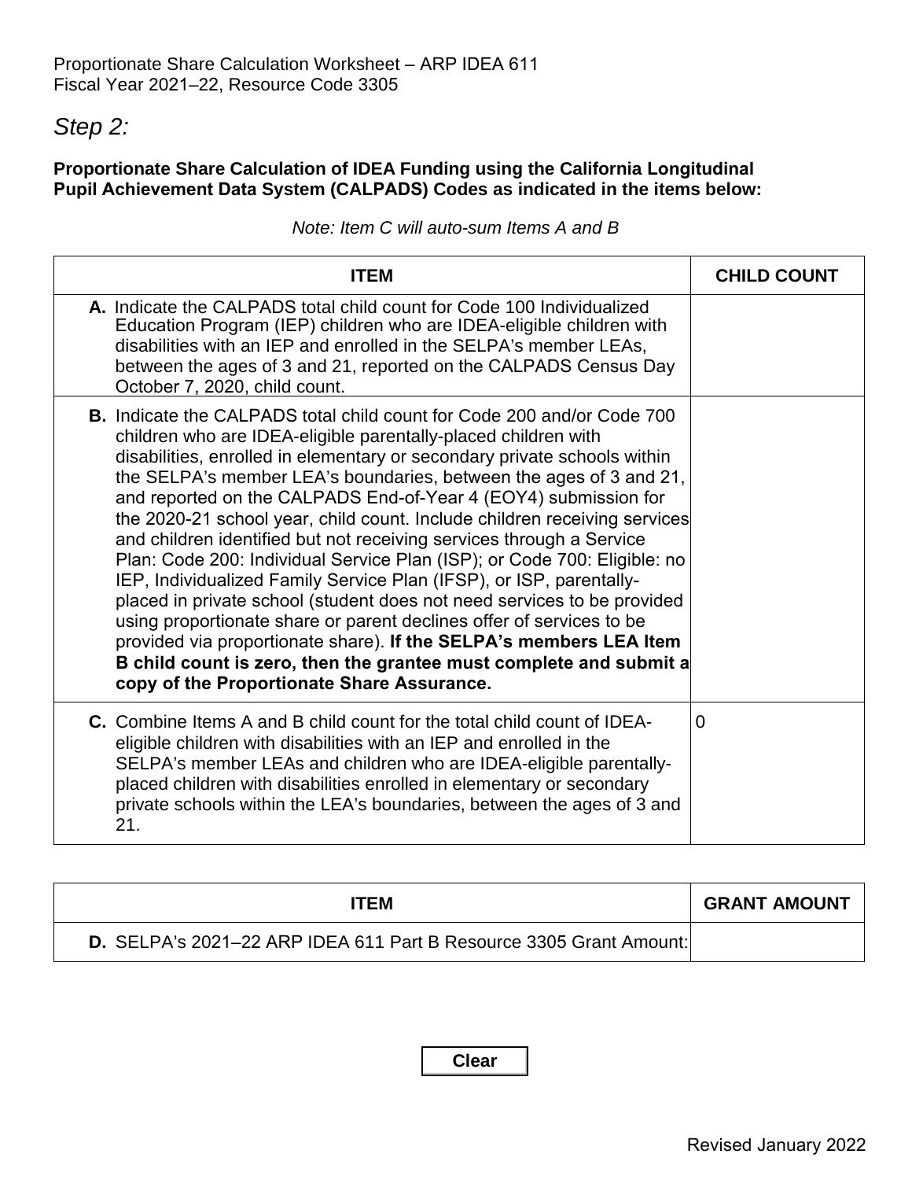Proportionate Share Calculation Worksheet – ARP IDEA 611
Fiscal Year 2021–22, Resource Code 3305

## *Step 2:*

**Proportionate Share Calculation of IDEA Funding using the California Longitudinal Pupil Achievement Data System (CALPADS) Codes as indicated in the items below:**

*Note: Item C will auto-sum Items A and B*

| ITEM | CHILD COUNT |
|---|---|
| **A.** Indicate the CALPADS total child count for Code 100 Individualized Education Program (IEP) children who are IDEA-eligible children with disabilities with an IEP and enrolled in the SELPA's member LEAs, between the ages of 3 and 21, reported on the CALPADS Census Day October 7, 2020, child count. | |
| **B.** Indicate the CALPADS total child count for Code 200 and/or Code 700 children who are IDEA-eligible parentally-placed children with disabilities, enrolled in elementary or secondary private schools within the SELPA's member LEA's boundaries, between the ages of 3 and 21, and reported on the CALPADS End-of-Year 4 (EOY4) submission for the 2020-21 school year, child count. Include children receiving services and children identified but not receiving services through a Service Plan: Code 200: Individual Service Plan (ISP); or Code 700: Eligible: no IEP, Individualized Family Service Plan (IFSP), or ISP, parentally-placed in private school (student does not need services to be provided using proportionate share or parent declines offer of services to be provided via proportionate share). **If the SELPA's members LEA Item B child count is zero, then the grantee must complete and submit a copy of the Proportionate Share Assurance.** | |
| **C.** Combine Items A and B child count for the total child count of IDEA-eligible children with disabilities with an IEP and enrolled in the SELPA's member LEAs and children who are IDEA-eligible parentally-placed children with disabilities enrolled in elementary or secondary private schools within the LEA's boundaries, between the ages of 3 and 21. | 0 |

| ITEM | GRANT AMOUNT |
|---|---|
| **D.** SELPA's 2021–22 ARP IDEA 611 Part B Resource 3305 Grant Amount: | |

Clear

Revised January 2022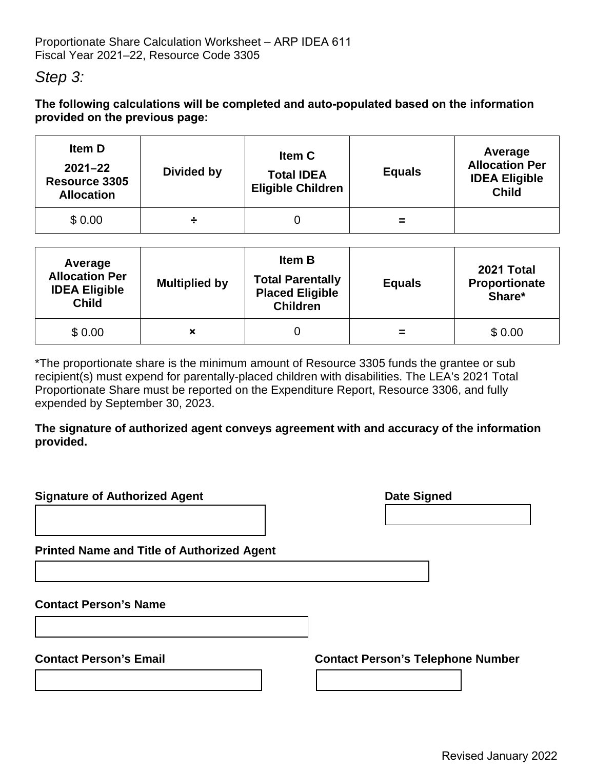Proportionate Share Calculation Worksheet – ARP IDEA 611
Fiscal Year 2021–22, Resource Code 3305

*Step 3:*

**The following calculations will be completed and auto-populated based on the information provided on the previous page:**

| Item D 2021–22 Resource 3305 Allocation | Divided by | Item C Total IDEA Eligible Children | Equals | Average Allocation Per IDEA Eligible Child |
|---|---|---|---|---|
| \$ 0.00 | ÷ | 0 | = | |

| Average Allocation Per IDEA Eligible Child | Multiplied by | Item B Total Parentally Placed Eligible Children | Equals | 2021 Total Proportionate Share* |
|---|---|---|---|---|
| \$ 0.00 | × | 0 | = | \$ 0.00 |

*The proportionate share is the minimum amount of Resource 3305 funds the grantee or sub recipient(s) must expend for parentally-placed children with disabilities. The LEA's 2021 Total Proportionate Share must be reported on the Expenditure Report, Resource 3306, and fully expended by September 30, 2023.

**The signature of authorized agent conveys agreement with and accuracy of the information provided.**

**Signature of Authorized Agent**

**Date Signed**

**Printed Name and Title of Authorized Agent**

**Contact Person's Name**

**Contact Person's Email**

**Contact Person's Telephone Number**

Revised January 2022